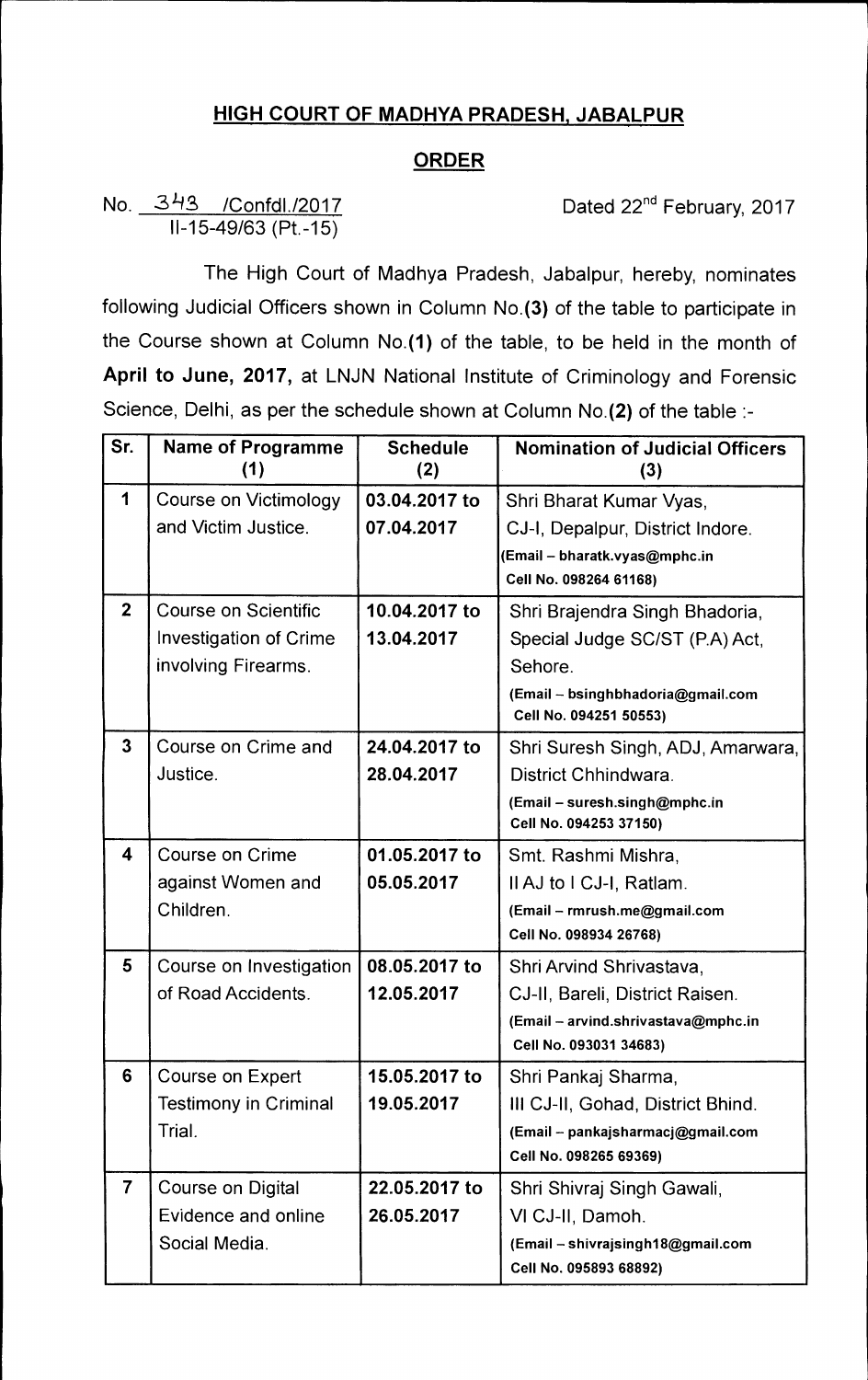## HIGH COURT OF MADHYA PRADESH, JABALPUR

## ORDER

No. 343 /Confdl./2017 Dated 22nd February, 2017
II-15-49/63 (Pt.-15)

The High Court of Madhya Pradesh, Jabalpur, hereby, nominates following Judicial Officers shown in Column No.**(3)** of the table to participate in the Course shown at Column No.**(1)** of the table, to be held in the month of **April to June, 2017,** at LNJN National Institute of Criminology and Forensic Science, Delhi, as per the schedule shown at Column No.**(2)** of the table :-

| Sr. | Name of Programme (1) | Schedule (2) | Nomination of Judicial Officers (3) |
|---|---|---|---|
| 1 | Course on Victimology and Victim Justice. | 03.04.2017 to 07.04.2017 | Shri Bharat Kumar Vyas, CJ-I, Depalpur, District Indore. (Email – bharatk.vyas@mphc.in Cell No. 098264 61168) |
| 2 | Course on Scientific Investigation of Crime involving Firearms. | 10.04.2017 to 13.04.2017 | Shri Brajendra Singh Bhadoria, Special Judge SC/ST (P.A) Act, Sehore. (Email – bsinghbhadoria@gmail.com Cell No. 094251 50553) |
| 3 | Course on Crime and Justice. | 24.04.2017 to 28.04.2017 | Shri Suresh Singh, ADJ, Amarwara, District Chhindwara. (Email – suresh.singh@mphc.in Cell No. 094253 37150) |
| 4 | Course on Crime against Women and Children. | 01.05.2017 to 05.05.2017 | Smt. Rashmi Mishra, II AJ to I CJ-I, Ratlam. (Email – rmrush.me@gmail.com Cell No. 098934 26768) |
| 5 | Course on Investigation of Road Accidents. | 08.05.2017 to 12.05.2017 | Shri Arvind Shrivastava, CJ-II, Bareli, District Raisen. (Email – arvind.shrivastava@mphc.in Cell No. 093031 34683) |
| 6 | Course on Expert Testimony in Criminal Trial. | 15.05.2017 to 19.05.2017 | Shri Pankaj Sharma, III CJ-II, Gohad, District Bhind. (Email – pankajsharmacj@gmail.com Cell No. 098265 69369) |
| 7 | Course on Digital Evidence and online Social Media. | 22.05.2017 to 26.05.2017 | Shri Shivraj Singh Gawali, VI CJ-II, Damoh. (Email – shivrajsingh18@gmail.com Cell No. 095893 68892) |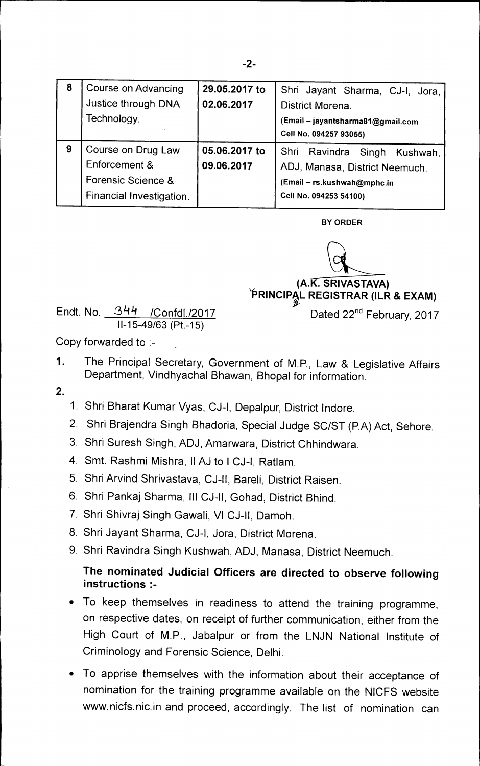| 8 | Course on Advancing Justice through DNA Technology. | 29.05.2017 to 02.06.2017 | Shri Jayant Sharma, CJ-I, Jora, District Morena. (Email – jayantsharma81@gmail.com Cell No. 094257 93055) |
|---|---|---|---|
| 9 | Course on Drug Law Enforcement & Forensic Science & Financial Investigation. | 05.06.2017 to 09.06.2017 | Shri Ravindra Singh Kushwah, ADJ, Manasa, District Neemuch. (Email – rs.kushwah@mphc.in Cell No. 094253 54100) |

BY ORDER

**(A.K. SRIVASTAVA)**
**PRINCIPAL REGISTRAR (ILR & EXAM)**

Endt. No. 344 /Confdl./2017
II-15-49/63 (Pt.-15)

Dated 22nd February, 2017

Copy forwarded to :-

1. The Principal Secretary, Government of M.P., Law & Legislative Affairs Department, Vindhyachal Bhawan, Bhopal for information.
2.
   1. Shri Bharat Kumar Vyas, CJ-I, Depalpur, District Indore.
   2. Shri Brajendra Singh Bhadoria, Special Judge SC/ST (P.A) Act, Sehore.
   3. Shri Suresh Singh, ADJ, Amarwara, District Chhindwara.
   4. Smt. Rashmi Mishra, II AJ to I CJ-I, Ratlam.
   5. Shri Arvind Shrivastava, CJ-II, Bareli, District Raisen.
   6. Shri Pankaj Sharma, III CJ-II, Gohad, District Bhind.
   7. Shri Shivraj Singh Gawali, VI CJ-II, Damoh.
   8. Shri Jayant Sharma, CJ-I, Jora, District Morena.
   9. Shri Ravindra Singh Kushwah, ADJ, Manasa, District Neemuch.

   **The nominated Judicial Officers are directed to observe following instructions :-**

   - To keep themselves in readiness to attend the training programme, on respective dates, on receipt of further communication, either from the High Court of M.P., Jabalpur or from the LNJN National Institute of Criminology and Forensic Science, Delhi.
   - To apprise themselves with the information about their acceptance of nomination for the training programme available on the NICFS website www.nicfs.nic.in and proceed, accordingly. The list of nomination can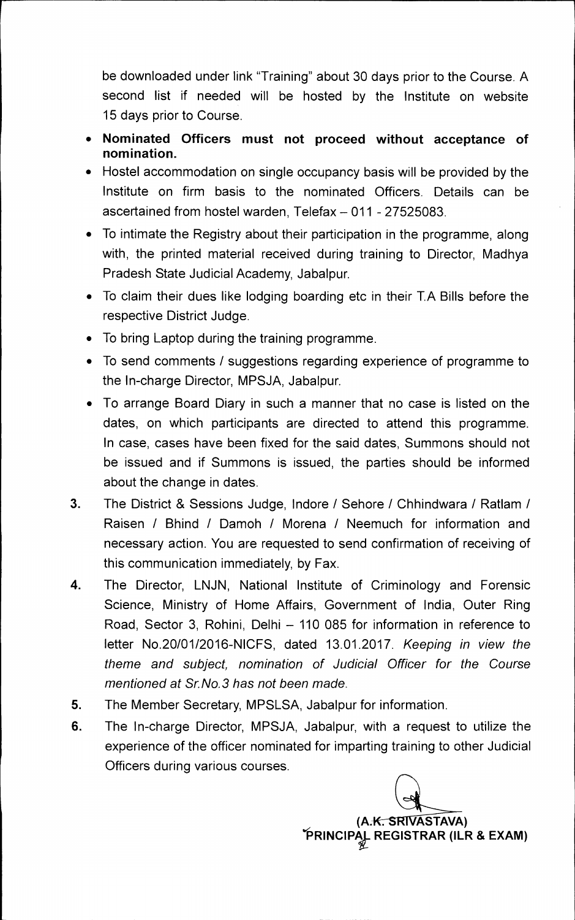be downloaded under link "Training" about 30 days prior to the Course. A second list if needed will be hosted by the Institute on website 15 days prior to Course.

- **Nominated Officers must not proceed without acceptance of nomination.**
- Hostel accommodation on single occupancy basis will be provided by the Institute on firm basis to the nominated Officers. Details can be ascertained from hostel warden, Telefax – 011 - 27525083.
- To intimate the Registry about their participation in the programme, along with, the printed material received during training to Director, Madhya Pradesh State Judicial Academy, Jabalpur.
- To claim their dues like lodging boarding etc in their T.A Bills before the respective District Judge.
- To bring Laptop during the training programme.
- To send comments / suggestions regarding experience of programme to the In-charge Director, MPSJA, Jabalpur.
- To arrange Board Diary in such a manner that no case is listed on the dates, on which participants are directed to attend this programme. In case, cases have been fixed for the said dates, Summons should not be issued and if Summons is issued, the parties should be informed about the change in dates.

**3.** The District & Sessions Judge, Indore / Sehore / Chhindwara / Ratlam / Raisen / Bhind / Damoh / Morena / Neemuch for information and necessary action. You are requested to send confirmation of receiving of this communication immediately, by Fax.

**4.** The Director, LNJN, National Institute of Criminology and Forensic Science, Ministry of Home Affairs, Government of India, Outer Ring Road, Sector 3, Rohini, Delhi – 110 085 for information in reference to letter No.20/01/2016-NICFS, dated 13.01.2017. *Keeping in view the theme and subject, nomination of Judicial Officer for the Course mentioned at Sr.No.3 has not been made.*

**5.** The Member Secretary, MPSLSA, Jabalpur for information.

**6.** The In-charge Director, MPSJA, Jabalpur, with a request to utilize the experience of the officer nominated for imparting training to other Judicial Officers during various courses.

**(A.K. SRIVASTAVA)**
**PRINCIPAL REGISTRAR (ILR & EXAM)**